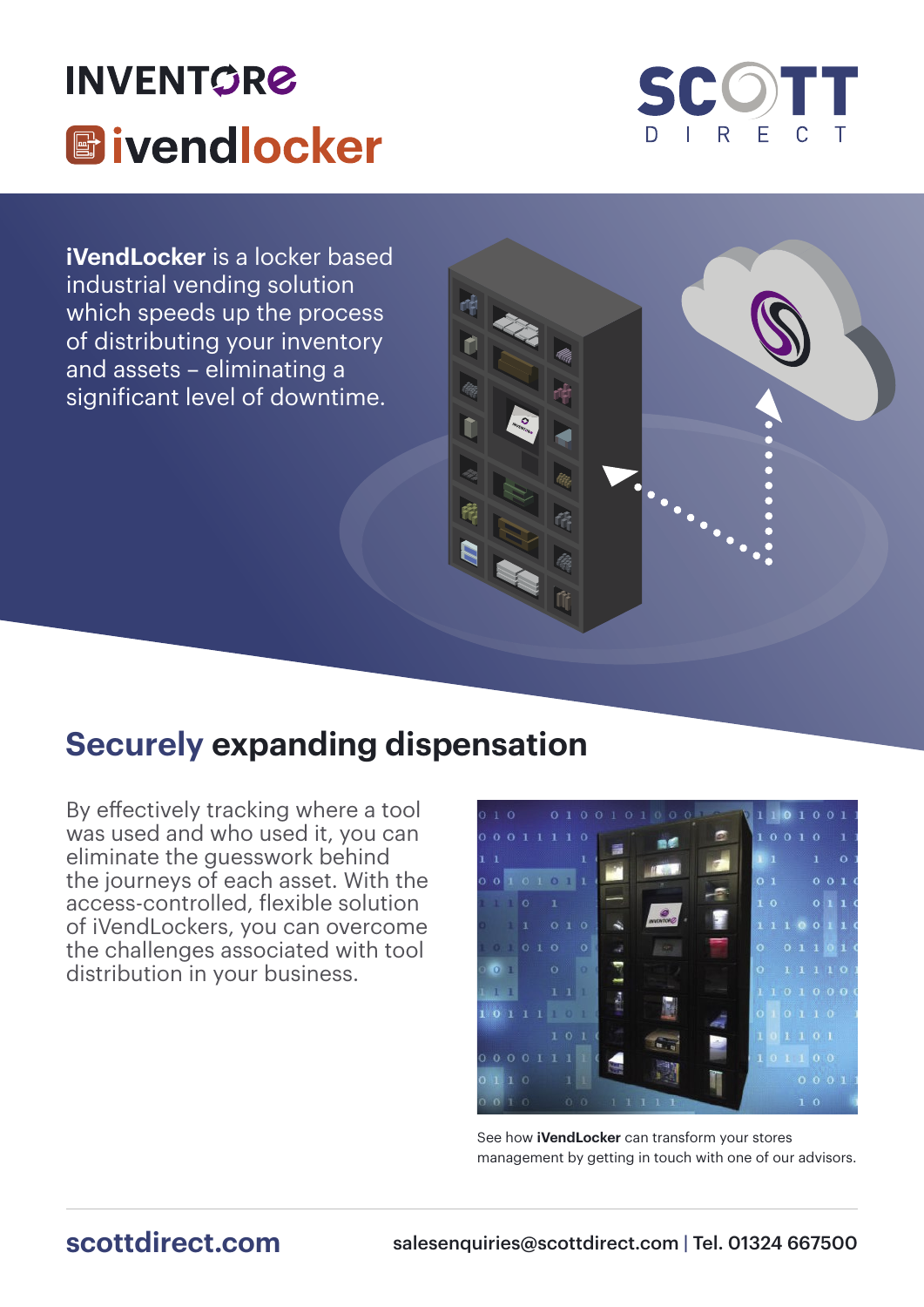INVENTORE

ivendlocker

SCOTT DIRECT

**iVendLocker** is a locker based industrial vending solution which speeds up the process of distributing your inventory and assets – eliminating a significant level of downtime.

## Securely expanding dispensation

By effectively tracking where a tool was used and who used it, you can eliminate the guesswork behind the journeys of each asset. With the access-controlled, flexible solution of iVendLockers, you can overcome the challenges associated with tool distribution in your business.

See how **iVendLocker** can transform your stores management by getting in touch with one of our advisors.

scottdirect.com

salesenquiries@scottdirect.com | Tel. 01324 667500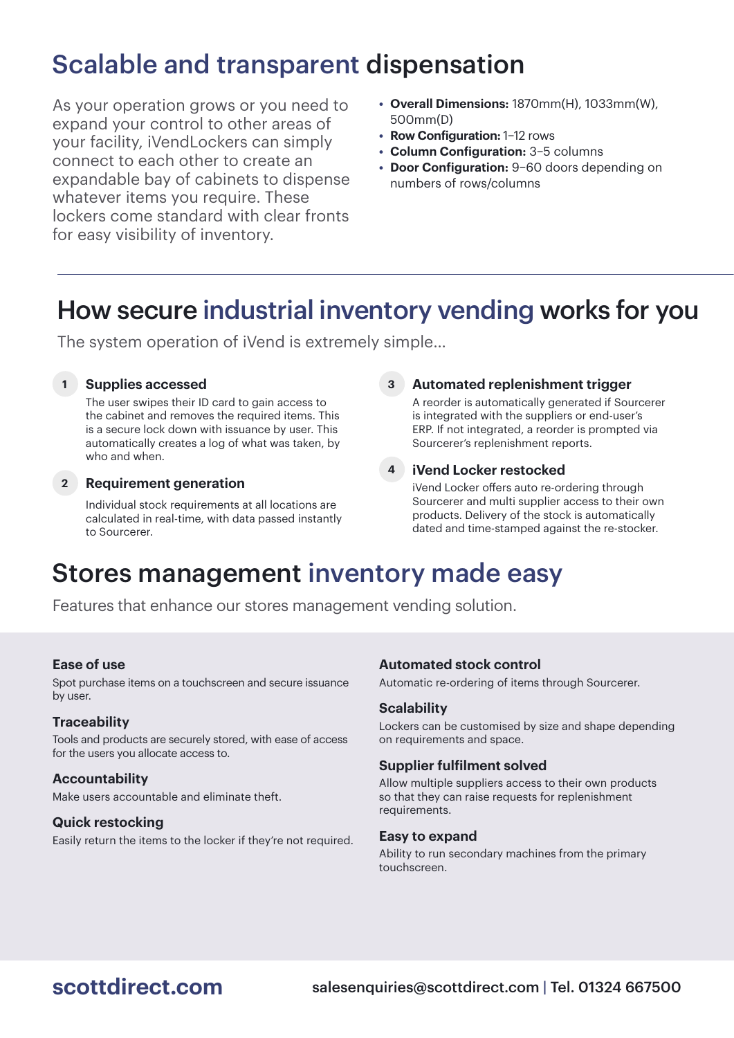# Scalable and transparent dispensation

As your operation grows or you need to expand your control to other areas of your facility, iVendLockers can simply connect to each other to create an expandable bay of cabinets to dispense whatever items you require. These lockers come standard with clear fronts for easy visibility of inventory.

- **Overall Dimensions:** 1870mm(H), 1033mm(W), 500mm(D)
- **Row Configuration:** 1–12 rows
- **Column Configuration:** 3–5 columns
- **Door Configuration:** 9–60 doors depending on numbers of rows/columns

# How secure industrial inventory vending works for you

The system operation of iVend is extremely simple...

### 1 Supplies accessed

The user swipes their ID card to gain access to the cabinet and removes the required items. This is a secure lock down with issuance by user. This automatically creates a log of what was taken, by who and when.

### 2 Requirement generation

Individual stock requirements at all locations are calculated in real-time, with data passed instantly to Sourcerer.

### 3 Automated replenishment trigger

A reorder is automatically generated if Sourcerer is integrated with the suppliers or end-user's ERP. If not integrated, a reorder is prompted via Sourcerer's replenishment reports.

### 4 iVend Locker restocked

iVend Locker offers auto re-ordering through Sourcerer and multi supplier access to their own products. Delivery of the stock is automatically dated and time-stamped against the re-stocker.

# Stores management inventory made easy

Features that enhance our stores management vending solution.

### Ease of use

Spot purchase items on a touchscreen and secure issuance by user.

### Traceability

Tools and products are securely stored, with ease of access for the users you allocate access to.

### Accountability

Make users accountable and eliminate theft.

### Quick restocking

Easily return the items to the locker if they're not required.

### Automated stock control

Automatic re-ordering of items through Sourcerer.

### Scalability

Lockers can be customised by size and shape depending on requirements and space.

### Supplier fulfilment solved

Allow multiple suppliers access to their own products so that they can raise requests for replenishment requirements.

### Easy to expand

Ability to run secondary machines from the primary touchscreen.

**scottdirect.com** salesenquiries@scottdirect.com | Tel. 01324 667500